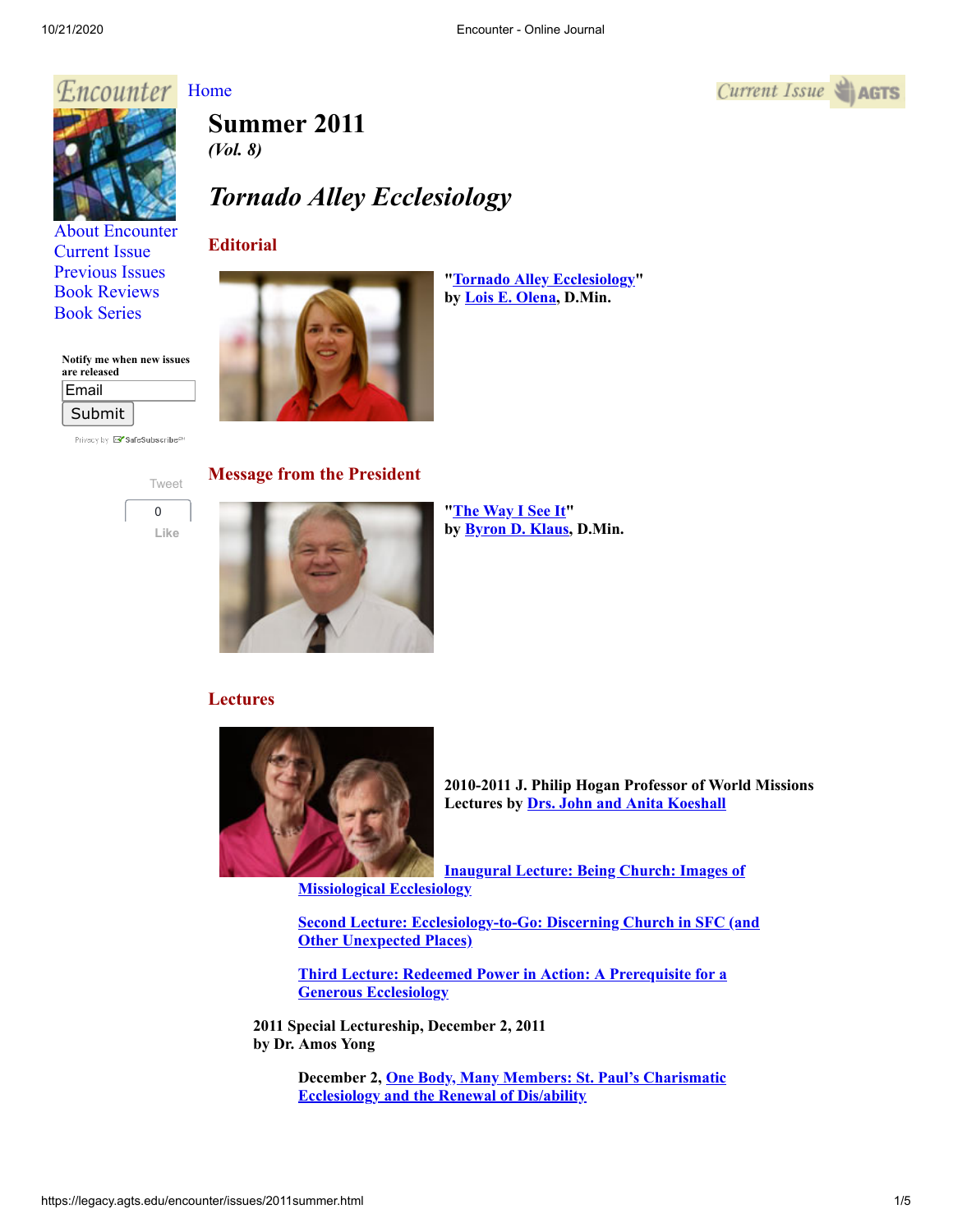Encounter

Home

About Encounter
Current Issue
Previous Issues
Book Reviews
Book Series

Notify me when new issues are released

Current Issue

# Summer 2011

*(Vol. 8)*

## *Tornado Alley Ecclesiology*

### Editorial

"**Tornado Alley Ecclesiology**"
**by Lois E. Olena, D.Min.**

### Message from the President

"**The Way I See It**"
**by Byron D. Klaus, D.Min.**

### Lectures

**2010-2011 J. Philip Hogan Professor of World Missions Lectures by Drs. John and Anita Koeshall**

**Inaugural Lecture: Being Church: Images of Missiological Ecclesiology**

**Second Lecture: Ecclesiology-to-Go: Discerning Church in SFC (and Other Unexpected Places)**

**Third Lecture: Redeemed Power in Action: A Prerequisite for a Generous Ecclesiology**

**2011 Special Lectureship, December 2, 2011**
**by Dr. Amos Yong**

**December 2, One Body, Many Members: St. Paul's Charismatic Ecclesiology and the Renewal of Dis/ability**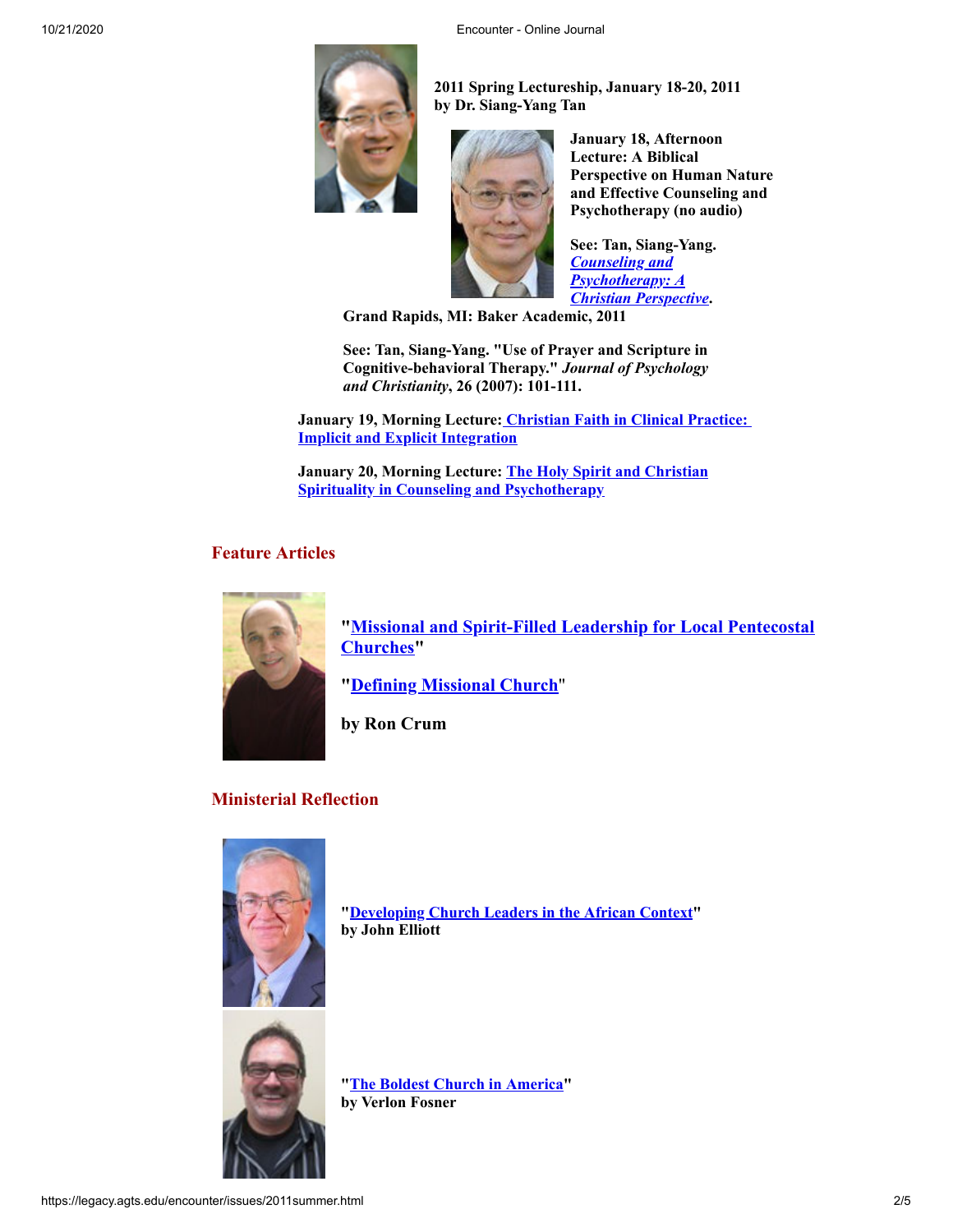**2011 Spring Lectureship, January 18-20, 2011 by Dr. Siang-Yang Tan**

**January 18, Afternoon Lecture: A Biblical Perspective on Human Nature and Effective Counseling and Psychotherapy (no audio)**

**See: Tan, Siang-Yang. *Counseling and Psychotherapy: A Christian Perspective*. Grand Rapids, MI: Baker Academic, 2011**

**See: Tan, Siang-Yang. "Use of Prayer and Scripture in Cognitive-behavioral Therapy." *Journal of Psychology and Christianity*, 26 (2007): 101-111.**

**January 19, Morning Lecture: Christian Faith in Clinical Practice: Implicit and Explicit Integration**

**January 20, Morning Lecture: The Holy Spirit and Christian Spirituality in Counseling and Psychotherapy**

## Feature Articles

**"Missional and Spirit-Filled Leadership for Local Pentecostal Churches"**

**"Defining Missional Church"**

**by Ron Crum**

## Ministerial Reflection

**"Developing Church Leaders in the African Context"**
**by John Elliott**

**"The Boldest Church in America"**
**by Verlon Fosner**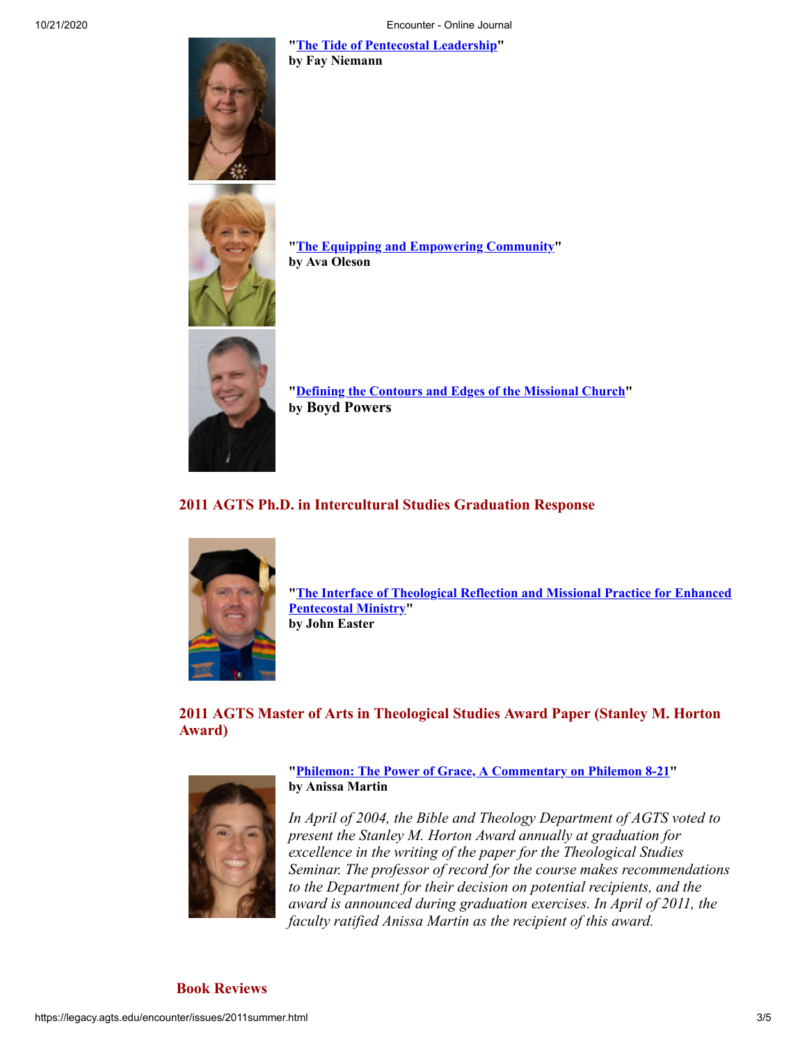"The Tide of Pentecostal Leadership"
**by Fay Niemann**

"The Equipping and Empowering Community"
**by Ava Oleson**

"Defining the Contours and Edges of the Missional Church"
**by Boyd Powers**

## 2011 AGTS Ph.D. in Intercultural Studies Graduation Response

"The Interface of Theological Reflection and Missional Practice for Enhanced Pentecostal Ministry"
**by John Easter**

## 2011 AGTS Master of Arts in Theological Studies Award Paper (Stanley M. Horton Award)

"Philemon: The Power of Grace, A Commentary on Philemon 8-21"
**by Anissa Martin**

*In April of 2004, the Bible and Theology Department of AGTS voted to present the Stanley M. Horton Award annually at graduation for excellence in the writing of the paper for the Theological Studies Seminar. The professor of record for the course makes recommendations to the Department for their decision on potential recipients, and the award is announced during graduation exercises. In April of 2011, the faculty ratified Anissa Martin as the recipient of this award.*

## Book Reviews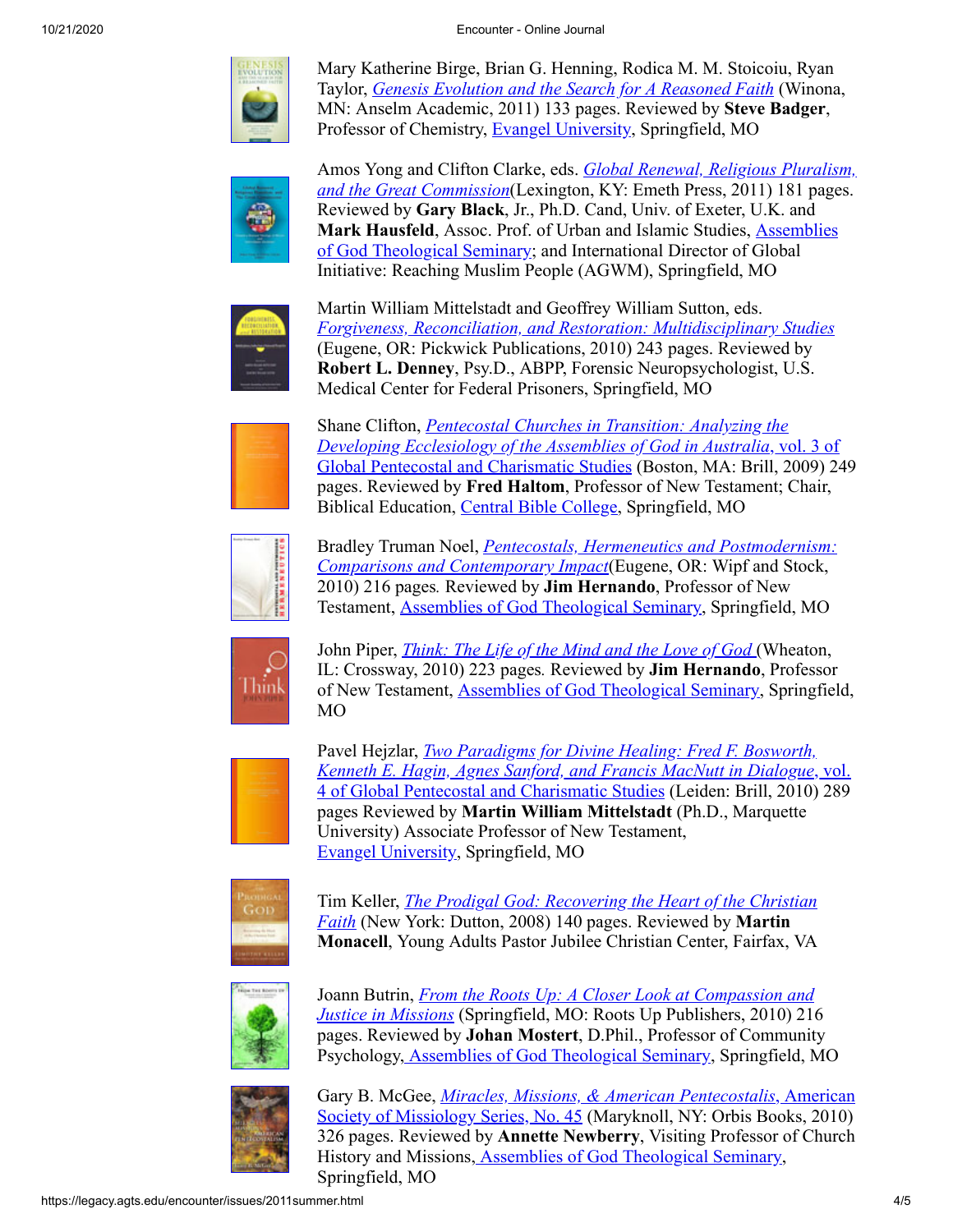Mary Katherine Birge, Brian G. Henning, Rodica M. M. Stoicoiu, Ryan Taylor, *Genesis Evolution and the Search for A Reasoned Faith* (Winona, MN: Anselm Academic, 2011) 133 pages. Reviewed by **Steve Badger**, Professor of Chemistry, Evangel University, Springfield, MO

Amos Yong and Clifton Clarke, eds. *Global Renewal, Religious Pluralism, and the Great Commission*(Lexington, KY: Emeth Press, 2011) 181 pages. Reviewed by **Gary Black**, Jr., Ph.D. Cand, Univ. of Exeter, U.K. and **Mark Hausfeld**, Assoc. Prof. of Urban and Islamic Studies, Assemblies of God Theological Seminary; and International Director of Global Initiative: Reaching Muslim People (AGWM), Springfield, MO

Martin William Mittelstadt and Geoffrey William Sutton, eds. *Forgiveness, Reconciliation, and Restoration: Multidisciplinary Studies* (Eugene, OR: Pickwick Publications, 2010) 243 pages. Reviewed by **Robert L. Denney**, Psy.D., ABPP, Forensic Neuropsychologist, U.S. Medical Center for Federal Prisoners, Springfield, MO

Shane Clifton, *Pentecostal Churches in Transition: Analyzing the Developing Ecclesiology of the Assemblies of God in Australia, vol. 3 of Global Pentecostal and Charismatic Studies* (Boston, MA: Brill, 2009) 249 pages. Reviewed by **Fred Haltom**, Professor of New Testament; Chair, Biblical Education, Central Bible College, Springfield, MO

Bradley Truman Noel, *Pentecostals, Hermeneutics and Postmodernism: Comparisons and Contemporary Impact*(Eugene, OR: Wipf and Stock, 2010) 216 pages. Reviewed by **Jim Hernando**, Professor of New Testament, Assemblies of God Theological Seminary, Springfield, MO

John Piper, *Think: The Life of the Mind and the Love of God* (Wheaton, IL: Crossway, 2010) 223 pages. Reviewed by **Jim Hernando**, Professor of New Testament, Assemblies of God Theological Seminary, Springfield, MO

Pavel Hejzlar, *Two Paradigms for Divine Healing: Fred F. Bosworth, Kenneth E. Hagin, Agnes Sanford, and Francis MacNutt in Dialogue, vol. 4 of Global Pentecostal and Charismatic Studies* (Leiden: Brill, 2010) 289 pages Reviewed by **Martin William Mittelstadt** (Ph.D., Marquette University) Associate Professor of New Testament, Evangel University, Springfield, MO

Tim Keller, *The Prodigal God: Recovering the Heart of the Christian Faith* (New York: Dutton, 2008) 140 pages. Reviewed by **Martin Monacell**, Young Adults Pastor Jubilee Christian Center, Fairfax, VA

Joann Butrin, *From the Roots Up: A Closer Look at Compassion and Justice in Missions* (Springfield, MO: Roots Up Publishers, 2010) 216 pages. Reviewed by **Johan Mostert**, D.Phil., Professor of Community Psychology, Assemblies of God Theological Seminary, Springfield, MO

Gary B. McGee, *Miracles, Missions, & American Pentecostalis, American Society of Missiology Series, No. 45* (Maryknoll, NY: Orbis Books, 2010) 326 pages. Reviewed by **Annette Newberry**, Visiting Professor of Church History and Missions, Assemblies of God Theological Seminary, Springfield, MO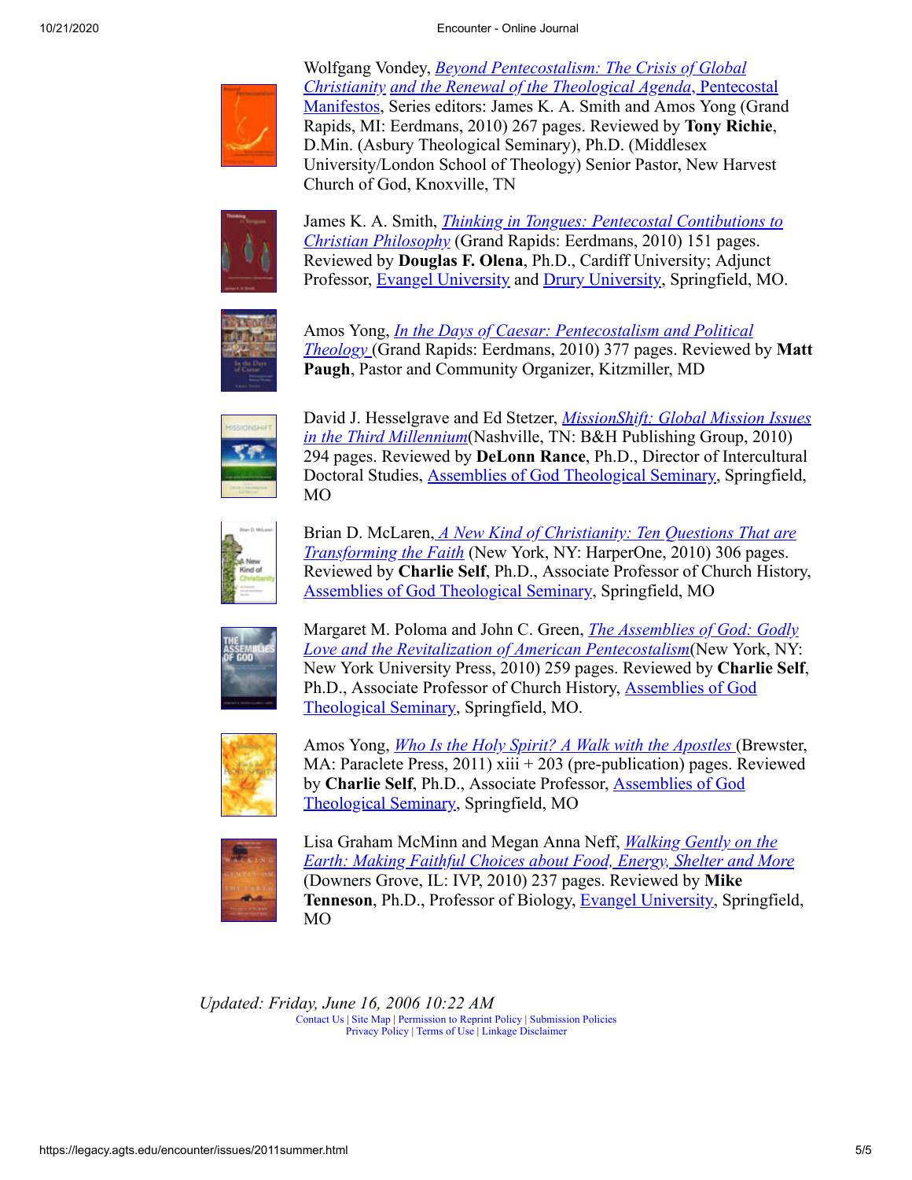Wolfgang Vondey, *Beyond Pentecostalism: The Crisis of Global Christianity and the Renewal of the Theological Agenda*, Pentecostal Manifestos, Series editors: James K. A. Smith and Amos Yong (Grand Rapids, MI: Eerdmans, 2010) 267 pages. Reviewed by **Tony Richie**, D.Min. (Asbury Theological Seminary), Ph.D. (Middlesex University/London School of Theology) Senior Pastor, New Harvest Church of God, Knoxville, TN

James K. A. Smith, *Thinking in Tongues: Pentecostal Contibutions to Christian Philosophy* (Grand Rapids: Eerdmans, 2010) 151 pages. Reviewed by **Douglas F. Olena**, Ph.D., Cardiff University; Adjunct Professor, Evangel University and Drury University, Springfield, MO.

Amos Yong, *In the Days of Caesar: Pentecostalism and Political Theology* (Grand Rapids: Eerdmans, 2010) 377 pages. Reviewed by **Matt Paugh**, Pastor and Community Organizer, Kitzmiller, MD

David J. Hesselgrave and Ed Stetzer, *MissionShift: Global Mission Issues in the Third Millennium*(Nashville, TN: B&H Publishing Group, 2010) 294 pages. Reviewed by **DeLonn Rance**, Ph.D., Director of Intercultural Doctoral Studies, Assemblies of God Theological Seminary, Springfield, MO

Brian D. McLaren, *A New Kind of Christianity: Ten Questions That are Transforming the Faith* (New York, NY: HarperOne, 2010) 306 pages. Reviewed by **Charlie Self**, Ph.D., Associate Professor of Church History, Assemblies of God Theological Seminary, Springfield, MO

Margaret M. Poloma and John C. Green, *The Assemblies of God: Godly Love and the Revitalization of American Pentecostalism*(New York, NY: New York University Press, 2010) 259 pages. Reviewed by **Charlie Self**, Ph.D., Associate Professor of Church History, Assemblies of God Theological Seminary, Springfield, MO.

Amos Yong, *Who Is the Holy Spirit? A Walk with the Apostles* (Brewster, MA: Paraclete Press, 2011) xiii + 203 (pre-publication) pages. Reviewed by **Charlie Self**, Ph.D., Associate Professor, Assemblies of God Theological Seminary, Springfield, MO

Lisa Graham McMinn and Megan Anna Neff, *Walking Gently on the Earth: Making Faithful Choices about Food, Energy, Shelter and More* (Downers Grove, IL: IVP, 2010) 237 pages. Reviewed by **Mike Tenneson**, Ph.D., Professor of Biology, Evangel University, Springfield, MO

*Updated: Friday, June 16, 2006 10:22 AM*

Contact Us | Site Map | Permission to Reprint Policy | Submission Policies
Privacy Policy | Terms of Use | Linkage Disclaimer